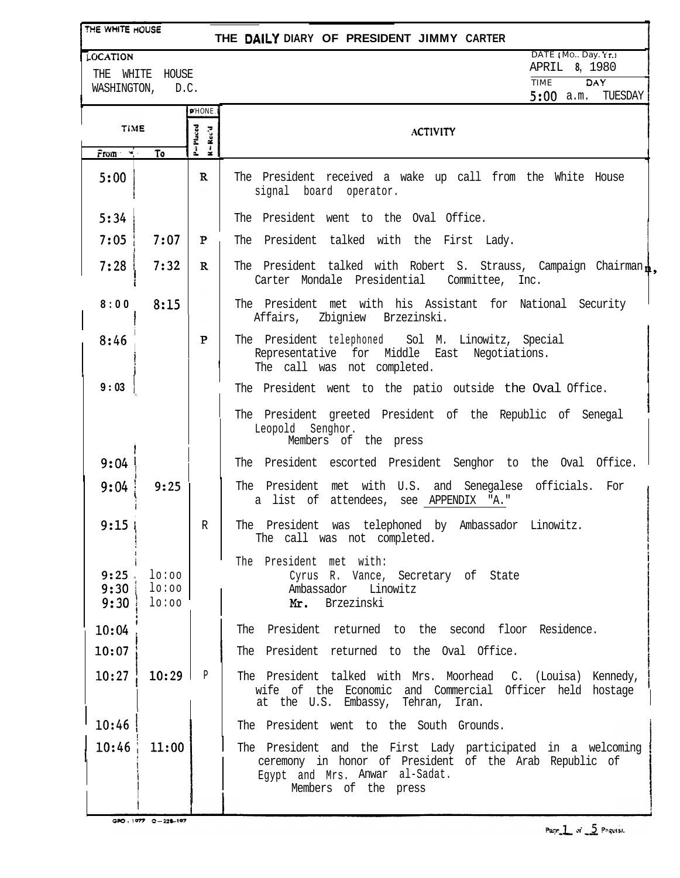THE WHITE HOUSE

# THE DAILY DIARY OF PRESIDENT JIMMY CARTER

LOCATION

THE WHITE HOUSE
WASHINGTON, D.C.

DATE (Mo., Day, Yr.)
APRIL 8, 1980

TIME: 5:00 a.m.
DAY: TUESDAY

| TIME From | TIME To | PHONE (P=Placed, R=Rec'd) | ACTIVITY |
|---|---|---|---|
| 5:00 | | R | The President received a wake up call from the White House signal board operator. |
| 5:34 | | | The President went to the Oval Office. |
| 7:05 | 7:07 | P | The President talked with the First Lady. |
| 7:28 | 7:32 | R | The President talked with Robert S. Strauss, Campaign Chairman, Carter Mondale Presidential Committee, Inc. |
| 8:00 | 8:15 | | The President met with his Assistant for National Security Affairs, Zbigniew Brzezinski. |
| 8:46 | | P | The President telephoned Sol M. Linowitz, Special Representative for Middle East Negotiations. The call was not completed. |
| 9:03 | | | The President went to the patio outside the Oval Office. |
| | | | The President greeted President of the Republic of Senegal Leopold Senghor. Members of the press |
| 9:04 | | | The President escorted President Senghor to the Oval Office. |
| 9:04 | 9:25 | | The President met with U.S. and Senegalese officials. For a list of attendees, see APPENDIX "A." |
| 9:15 | | R | The President was telephoned by Ambassador Linowitz. The call was not completed. |
| | | | The President met with: |
| 9:25 | 10:00 | | Cyrus R. Vance, Secretary of State |
| 9:30 | 10:00 | | Ambassador Linowitz |
| 9:30 | 10:00 | | Mr. Brzezinski |
| 10:04 | | | The President returned to the second floor Residence. |
| 10:07 | | | The President returned to the Oval Office. |
| 10:27 | 10:29 | P | The President talked with Mrs. Moorhead C. (Louisa) Kennedy, wife of the Economic and Commercial Officer held hostage at the U.S. Embassy, Tehran, Iran. |
| 10:46 | | | The President went to the South Grounds. |
| 10:46 | 11:00 | | The President and the First Lady participated in a welcoming ceremony in honor of President of the Arab Republic of Egypt and Mrs. Anwar al-Sadat. Members of the press |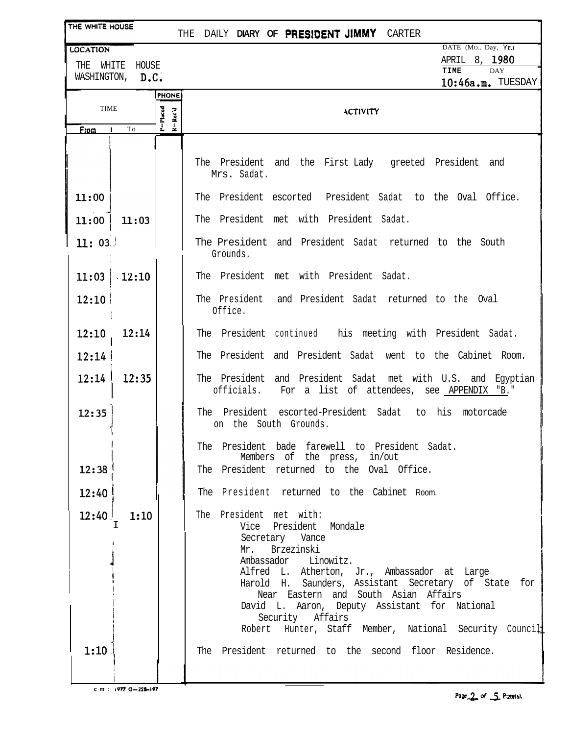THE WHITE HOUSE

# THE DAILY DIARY OF PRESIDENT JIMMY CARTER

**LOCATION**
THE WHITE HOUSE
WASHINGTON, D.C.

DATE (Mo., Day, Yr.)
APRIL 8, 1980

TIME: 10:46a.m.
DAY: TUESDAY

| TIME From | TIME To | PHONE P=Placed R=Rec'd | ACTIVITY |
|---|---|---|---|
| | | | The President and the First Lady greeted President and Mrs. Sadat. |
| 11:00 | | | The President escorted President Sadat to the Oval Office. |
| 11:00 | 11:03 | | The President met with President Sadat. |
| 11:03 | | | The President and President Sadat returned to the South Grounds. |
| 11:03 | 12:10 | | The President met with President Sadat. |
| 12:10 | | | The President and President Sadat returned to the Oval Office. |
| 12:10 | 12:14 | | The President continued his meeting with President Sadat. |
| 12:14 | | | The President and President Sadat went to the Cabinet Room. |
| 12:14 | 12:35 | | The President and President Sadat met with U.S. and Egyptian officials. For a list of attendees, see APPENDIX "B." |
| 12:35 | | | The President escorted President Sadat to his motorcade on the South Grounds. |
| | | | The President bade farewell to President Sadat. Members of the press, in/out |
| 12:38 | | | The President returned to the Oval Office. |
| 12:40 | | | The President returned to the Cabinet Room. |
| 12:40 | 1:10 | | The President met with: Vice President Mondale; Secretary Vance; Mr. Brzezinski; Ambassador Linowitz; Alfred L. Atherton, Jr., Ambassador at Large; Harold H. Saunders, Assistant Secretary of State for Near Eastern and South Asian Affairs; David L. Aaron, Deputy Assistant for National Security Affairs; Robert Hunter, Staff Member, National Security Council |
| 1:10 | | | The President returned to the second floor Residence. |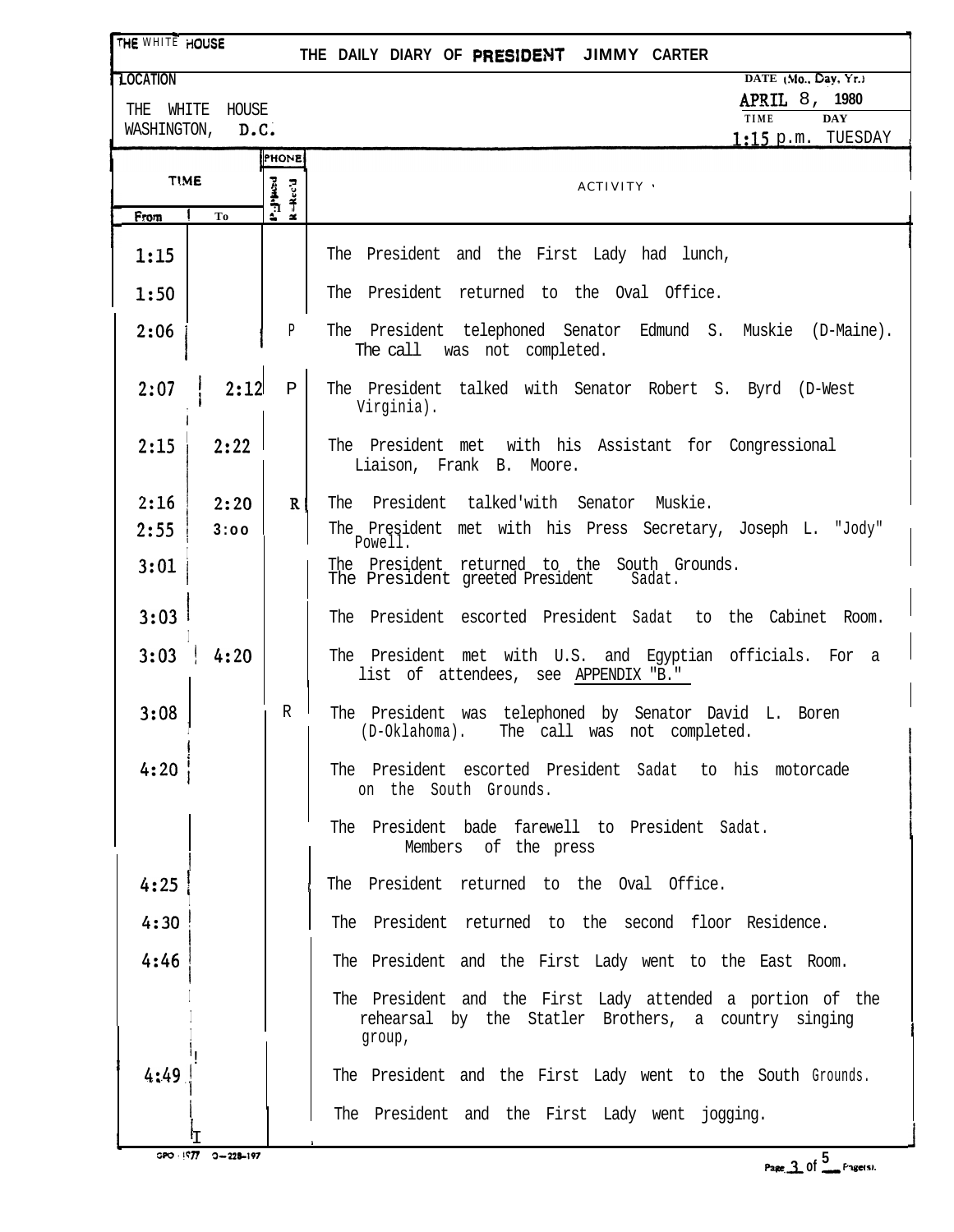THE WHITE HOUSE

# THE DAILY DIARY OF PRESIDENT JIMMY CARTER

**LOCATION**

THE WHITE HOUSE
WASHINGTON, D.C.

**DATE (Mo., Day, Yr.)** APRIL 8, 1980

**TIME** 1:15 p.m. **DAY** TUESDAY

| TIME From | TIME To | PHONE P=Placed R=Rec'd | ACTIVITY |
|---|---|---|---|
| 1:15 | | | The President and the First Lady had lunch, |
| 1:50 | | | The President returned to the Oval Office. |
| 2:06 | | P | The President telephoned Senator Edmund S. Muskie (D-Maine). The call was not completed. |
| 2:07 | 2:12 | P | The President talked with Senator Robert S. Byrd (D-West Virginia). |
| 2:15 | 2:22 | | The President met with his Assistant for Congressional Liaison, Frank B. Moore. |
| 2:16 | 2:20 | R | The President talked'with Senator Muskie. |
| 2:55 | 3:00 | | The President met with his Press Secretary, Joseph L. "Jody" Powell. |
| 3:01 | | | The President returned to the South Grounds. The President greeted President Sadat. |
| 3:03 | | | The President escorted President Sadat to the Cabinet Room. |
| 3:03 | 4:20 | | The President met with U.S. and Egyptian officials. For a list of attendees, see APPENDIX "B." |
| 3:08 | | R | The President was telephoned by Senator David L. Boren (D-Oklahoma). The call was not completed. |
| 4:20 | | | The President escorted President Sadat to his motorcade on the South Grounds. |
| | | | The President bade farewell to President Sadat. Members of the press |
| 4:25 | | | The President returned to the Oval Office. |
| 4:30 | | | The President returned to the second floor Residence. |
| 4:46 | | | The President and the First Lady went to the East Room. |
| | | | The President and the First Lady attended a portion of the rehearsal by the Statler Brothers, a country singing group, |
| 4:49 | | | The President and the First Lady went to the South Grounds. |
| | | | The President and the First Lady went jogging. |

GPO : 1977 O—228-197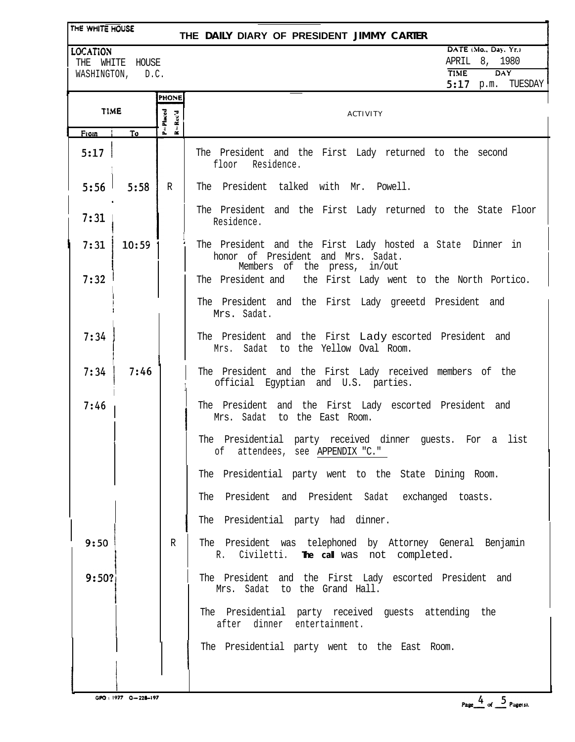THE WHITE HOUSE

# THE DAILY DIARY OF PRESIDENT JIMMY CARTER

LOCATION
THE WHITE HOUSE
WASHINGTON, D.C.

DATE (Mo., Day, Yr.)
APRIL 8, 1980

TIME: 5:17 p.m.
DAY: TUESDAY

| TIME From | TIME To | PHONE (P=Placed, R=Rec'd) | ACTIVITY |
|---|---|---|---|
| 5:17 | | | The President and the First Lady returned to the second floor Residence. |
| 5:56 | 5:58 | R | The President talked with Mr. Powell. |
| 7:31 | | | The President and the First Lady returned to the State Floor Residence. |
| 7:31 | 10:59 | | The President and the First Lady hosted a State Dinner in honor of President and Mrs. Sadat. Members of the press, in/out |
| 7:32 | | | The President and the First Lady went to the North Portico. |
| | | | The President and the First Lady greeetd President and Mrs. Sadat. |
| 7:34 | | | The President and the First Lady escorted President and Mrs. Sadat to the Yellow Oval Room. |
| 7:34 | 7:46 | | The President and the First Lady received members of the official Egyptian and U.S. parties. |
| 7:46 | | | The President and the First Lady escorted President and Mrs. Sadat to the East Room. |
| | | | The Presidential party received dinner guests. For a list of attendees, see APPENDIX "C." |
| | | | The Presidential party went to the State Dining Room. |
| | | | The President and President Sadat exchanged toasts. |
| | | | The Presidential party had dinner. |
| 9:50 | | R | The President was telephoned by Attorney General Benjamin R. Civiletti. The call was not completed. |
| 9:50? | | | The President and the First Lady escorted President and Mrs. Sadat to the Grand Hall. |
| | | | The Presidential party received guests attending the after dinner entertainment. |
| | | | The Presidential party went to the East Room. |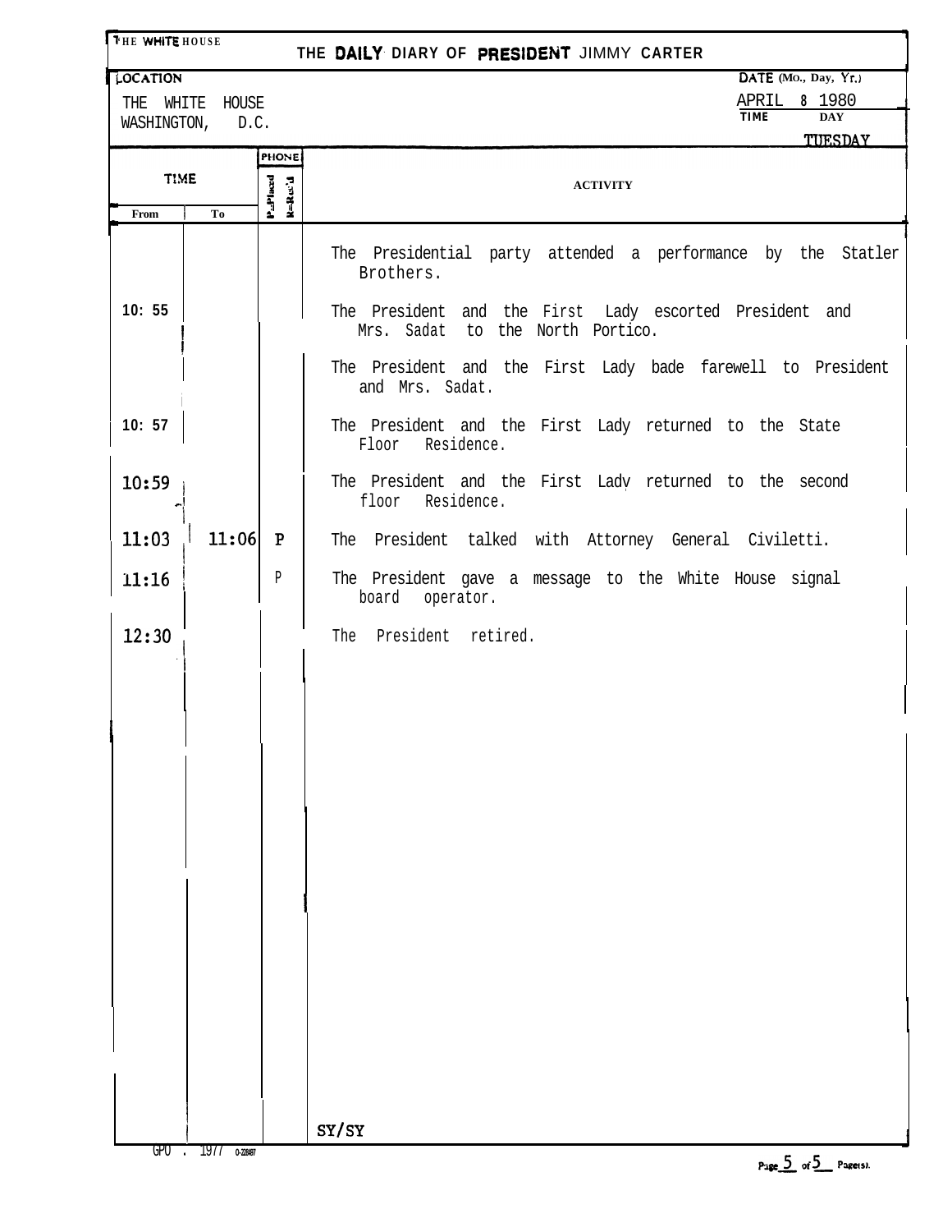THE WHITE HOUSE

# THE DAILY DIARY OF PRESIDENT JIMMY CARTER

**LOCATION**
THE WHITE HOUSE
WASHINGTON, D.C.

**DATE (Mo., Day, Yr.)**
APRIL 8 1980

**TIME** | **DAY**
TUESDAY

| TIME From | TIME To | PHONE (P=Placed R=Rec'd) | ACTIVITY |
|---|---|---|---|
| | | | The Presidential party attended a performance by the Statler Brothers. |
| 10:55 | | | The President and the First Lady escorted President and Mrs. Sadat to the North Portico. |
| | | | The President and the First Lady bade farewell to President and Mrs. Sadat. |
| 10:57 | | | The President and the First Lady returned to the State Floor Residence. |
| 10:59 | | | The President and the First Lady returned to the second floor Residence. |
| 11:03 | 11:06 | P | The President talked with Attorney General Civiletti. |
| 11:16 | | P | The President gave a message to the White House signal board operator. |
| 12:30 | | | The President retired. |

SY/SY

GPO : 1977 0-228497